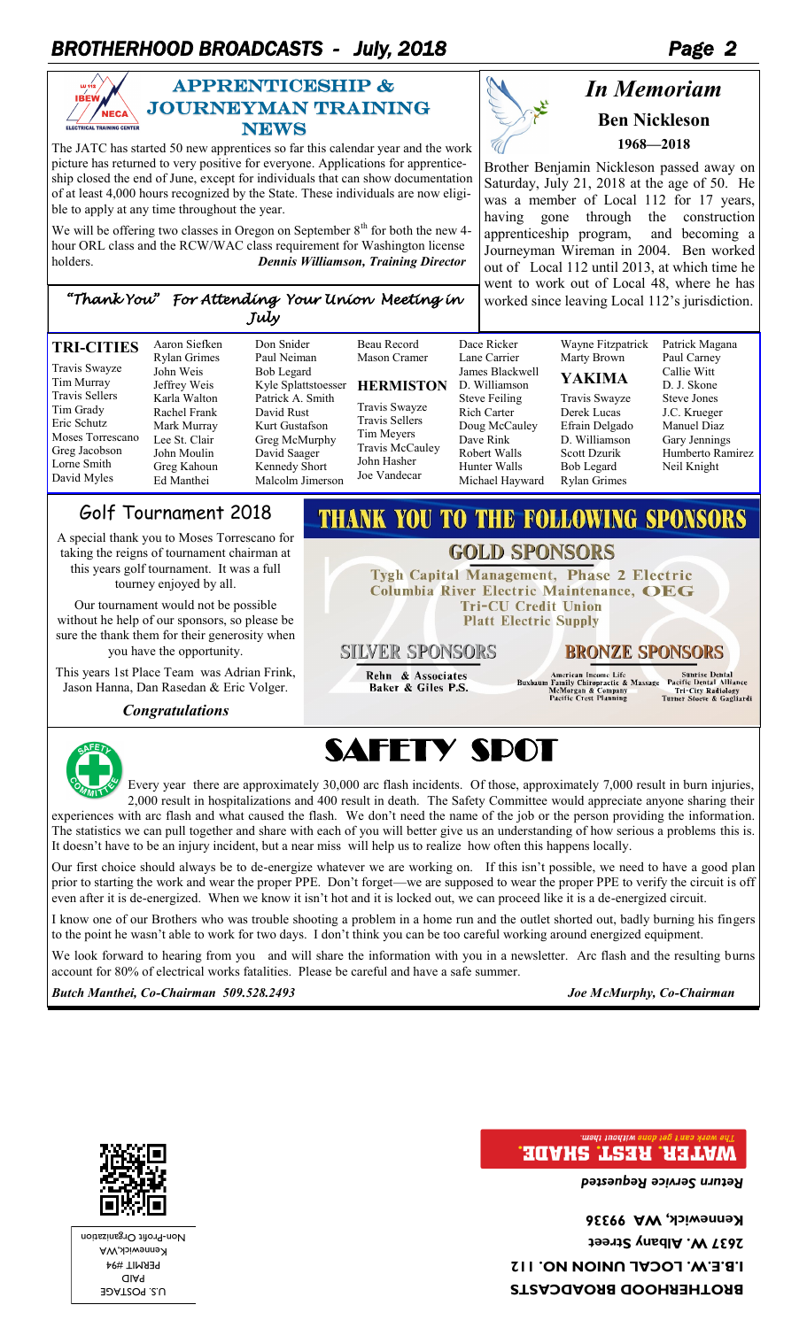## APPRENTICESHIP & JOURNEYMAN TRAINING NEWS

The JATC has started 50 new apprentices so far this calendar year and the work picture has returned to very positive for everyone. Applications for apprenticeship closed the end of June, except for individuals that can show documentation of at least 4,000 hours recognized by the State. These individuals are now eligible to apply at any time throughout the year.

We will be offering two classes in Oregon on September 8th for both the new 4-hour ORL class and the RCW/WAC class requirement for Washington license holders.

***Dennis Williamson, Training Director***

## *In Memoriam*

### Ben Nickleson

**1968—2018**

Brother Benjamin Nickleson passed away on Saturday, July 21, 2018 at the age of 50. He was a member of Local 112 for 17 years, having gone through the construction apprenticeship program, and becoming a Journeyman Wireman in 2004. Ben worked out of Local 112 until 2013, at which time he went to work out of Local 48, where he has worked since leaving Local 112's jurisdiction.

## *"Thank You" For Attending Your Union Meeting in July*

**TRI-CITIES**

Travis Swayze
Tim Murray
Travis Sellers
Tim Grady
Eric Schutz
Moses Torrescano
Greg Jacobson
Lorne Smith
David Myles
Aaron Siefken
Rylan Grimes
John Weis
Jeffrey Weis
Karla Walton
Rachel Frank
Mark Murray
Lee St. Clair
John Moulin
Greg Kahoun
Ed Manthei
Don Snider
Paul Neiman
Bob Legard
Kyle Splattstoesser
Patrick A. Smith
David Rust
Kurt Gustafson
Greg McMurphy
David Saager
Kennedy Short
Malcolm Jimerson
Beau Record
Mason Cramer

**HERMISTON**

Travis Swayze
Travis Sellers
Tim Meyers
Travis McCauley
John Hasher
Joe Vandecar
Dace Ricker
Lane Carrier
James Blackwell
D. Williamson
Steve Feiling
Rich Carter
Doug McCauley
Dave Rink
Robert Walls
Hunter Walls
Michael Hayward
Wayne Fitzpatrick
Marty Brown

**YAKIMA**

Travis Swayze
Derek Lucas
Efrain Delgado
D. Williamson
Scott Dzurik
Bob Legard
Rylan Grimes
Patrick Magana
Paul Carney
Callie Witt
D. J. Skone
Steve Jones
J.C. Krueger
Manuel Diaz
Gary Jennings
Humberto Ramirez
Neil Knight

## Golf Tournament 2018

A special thank you to Moses Torrescano for taking the reigns of tournament chairman at this years golf tournament. It was a full tourney enjoyed by all.

Our tournament would not be possible without he help of our sponsors, so please be sure the thank them for their generosity when you have the opportunity.

This years 1st Place Team was Adrian Frink, Jason Hanna, Dan Rasedan & Eric Volger.

***Congratulations***

## THANK YOU TO THE FOLLOWING SPONSORS

### GOLD SPONSORS

Tygh Capital Management, Phase 2 Electric
Columbia River Electric Maintenance, OEG
Tri-CU Credit Union
Platt Electric Supply

### SILVER SPONSORS

Rehn & Associates
Baker & Giles P.S.

### BRONZE SPONSORS

American Income Life
Buxbaum Family Chiropractic & Massage
McMorgan & Company
Pacific Crest Planning
Sunrise Dental
Pacific Dental Alliance
Tri-City Radiology
Turner Stoeve & Gagliardi

## SAFETY SPOT

Every year there are approximately 30,000 arc flash incidents. Of those, approximately 7,000 result in burn injuries, 2,000 result in hospitalizations and 400 result in death. The Safety Committee would appreciate anyone sharing their experiences with arc flash and what caused the flash. We don't need the name of the job or the person providing the information. The statistics we can pull together and share with each of you will better give us an understanding of how serious a problems this is. It doesn't have to be an injury incident, but a near miss will help us to realize how often this happens locally.

Our first choice should always be to de-energize whatever we are working on. If this isn't possible, we need to have a good plan prior to starting the work and wear the proper PPE. Don't forget—we are supposed to wear the proper PPE to verify the circuit is off even after it is de-energized. When we know it isn't hot and it is locked out, we can proceed like it is a de-energized circuit.

I know one of our Brothers who was trouble shooting a problem in a home run and the outlet shorted out, badly burning his fingers to the point he wasn't able to work for two days. I don't think you can be too careful working around energized equipment.

We look forward to hearing from you and will share the information with you in a newsletter. Arc flash and the resulting burns account for 80% of electrical works fatalities. Please be careful and have a safe summer.

***Butch Manthei, Co-Chairman 509.528.2493*** ***Joe McMurphy, Co-Chairman***

**BROTHERHOOD BROADCASTS**
**I.B.E.W. LOCAL UNION NO. 112**
**2637 W. Albany Street**
**Kennewick, WA 99336**

*Return Service Requested*

**WATER. REST. SHADE.**
*The work can't get done without them.*

U.S. POSTAGE
PAID
PERMIT #94
Kennewick, WA
Non-Profit Organization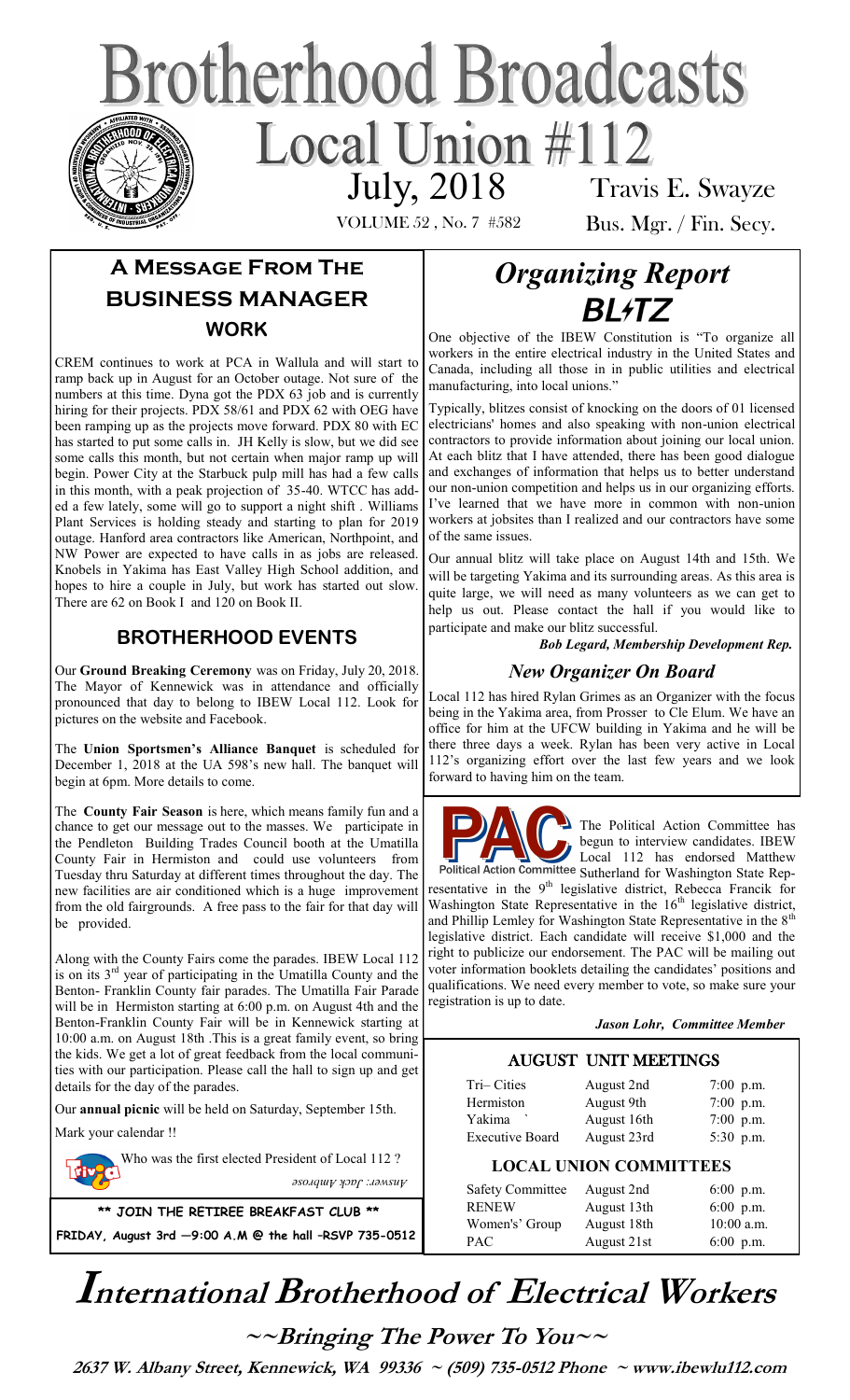# Brotherhood Broadcasts

## Local Union #112

July, 2018

VOLUME 52 , No. 7 #582

Travis E. Swayze
Bus. Mgr. / Fin. Secy.

## A Message From The Business Manager

### WORK

CREM continues to work at PCA in Wallula and will start to ramp back up in August for an October outage. Not sure of the numbers at this time. Dyna got the PDX 63 job and is currently hiring for their projects. PDX 58/61 and PDX 62 with OEG have been ramping up as the projects move forward. PDX 80 with EC has started to put some calls in. JH Kelly is slow, but we did see some calls this month, but not certain when major ramp up will begin. Power City at the Starbuck pulp mill has had a few calls in this month, with a peak projection of 35-40. WTCC has added a few lately, some will go to support a night shift . Williams Plant Services is holding steady and starting to plan for 2019 outage. Hanford area contractors like American, Northpoint, and NW Power are expected to have calls in as jobs are released. Knobels in Yakima has East Valley High School addition, and hopes to hire a couple in July, but work has started out slow. There are 62 on Book I and 120 on Book II.

### BROTHERHOOD EVENTS

Our **Ground Breaking Ceremony** was on Friday, July 20, 2018. The Mayor of Kennewick was in attendance and officially pronounced that day to belong to IBEW Local 112. Look for pictures on the website and Facebook.

The **Union Sportsmen's Alliance Banquet** is scheduled for December 1, 2018 at the UA 598's new hall. The banquet will begin at 6pm. More details to come.

The **County Fair Season** is here, which means family fun and a chance to get our message out to the masses. We participate in the Pendleton Building Trades Council booth at the Umatilla County Fair in Hermiston and could use volunteers from Tuesday thru Saturday at different times throughout the day. The new facilities are air conditioned which is a huge improvement from the old fairgrounds. A free pass to the fair for that day will be provided.

Along with the County Fairs come the parades. IBEW Local 112 is on its 3rd year of participating in the Umatilla County and the Benton- Franklin County fair parades. The Umatilla Fair Parade will be in Hermiston starting at 6:00 p.m. on August 4th and the Benton-Franklin County Fair will be in Kennewick starting at 10:00 a.m. on August 18th .This is a great family event, so bring the kids. We get a lot of great feedback from the local communities with our participation. Please call the hall to sign up and get details for the day of the parades.

Our **annual picnic** will be held on Saturday, September 15th.

Mark your calendar !!

Trivia: Who was the first elected President of Local 112 ?

*Answer: Jack Ambrose*

**** JOIN THE RETIREE BREAKFAST CLUB ****

**FRIDAY, August 3rd —9:00 A.M @ the hall –RSVP 735-0512**

## *Organizing Report BLITZ*

One objective of the IBEW Constitution is "To organize all workers in the entire electrical industry in the United States and Canada, including all those in in public utilities and electrical manufacturing, into local unions."

Typically, blitzes consist of knocking on the doors of 01 licensed electricians' homes and also speaking with non-union electrical contractors to provide information about joining our local union. At each blitz that I have attended, there has been good dialogue and exchanges of information that helps us to better understand our non-union competition and helps us in our organizing efforts. I've learned that we have more in common with non-union workers at jobsites than I realized and our contractors have some of the same issues.

Our annual blitz will take place on August 14th and 15th. We will be targeting Yakima and its surrounding areas. As this area is quite large, we will need as many volunteers as we can get to help us out. Please contact the hall if you would like to participate and make our blitz successful.

***Bob Legard, Membership Development Rep.***

### *New Organizer On Board*

Local 112 has hired Rylan Grimes as an Organizer with the focus being in the Yakima area, from Prosser to Cle Elum. We have an office for him at the UFCW building in Yakima and he will be there three days a week. Rylan has been very active in Local 112's organizing effort over the last few years and we look forward to having him on the team.

PAC — Political Action Committee

The Political Action Committee has begun to interview candidates. IBEW Local 112 has endorsed Matthew Sutherland for Washington State Representative in the 9th legislative district, Rebecca Francik for Washington State Representative in the 16th legislative district, and Phillip Lemley for Washington State Representative in the 8th legislative district. Each candidate will receive $1,000 and the right to publicize our endorsement. The PAC will be mailing out voter information booklets detailing the candidates' positions and qualifications. We need every member to vote, so make sure your registration is up to date.

***Jason Lohr, Committee Member***

### AUGUST UNIT MEETINGS

| | | |
|---|---|---|
| Tri– Cities | August 2nd | 7:00 p.m. |
| Hermiston | August 9th | 7:00 p.m. |
| Yakima | August 16th | 7:00 p.m. |
| Executive Board | August 23rd | 5:30 p.m. |

### LOCAL UNION COMMITTEES

| | | |
|---|---|---|
| Safety Committee | August 2nd | 6:00 p.m. |
| RENEW | August 13th | 6:00 p.m. |
| Women's' Group | August 18th | 10:00 a.m. |
| PAC | August 21st | 6:00 p.m. |

# International Brotherhood of Electrical Workers

**~~Bringing The Power To You~~**

**2637 W. Albany Street, Kennewick, WA 99336 ~ (509) 735-0512 Phone ~ www.ibewlu112.com**